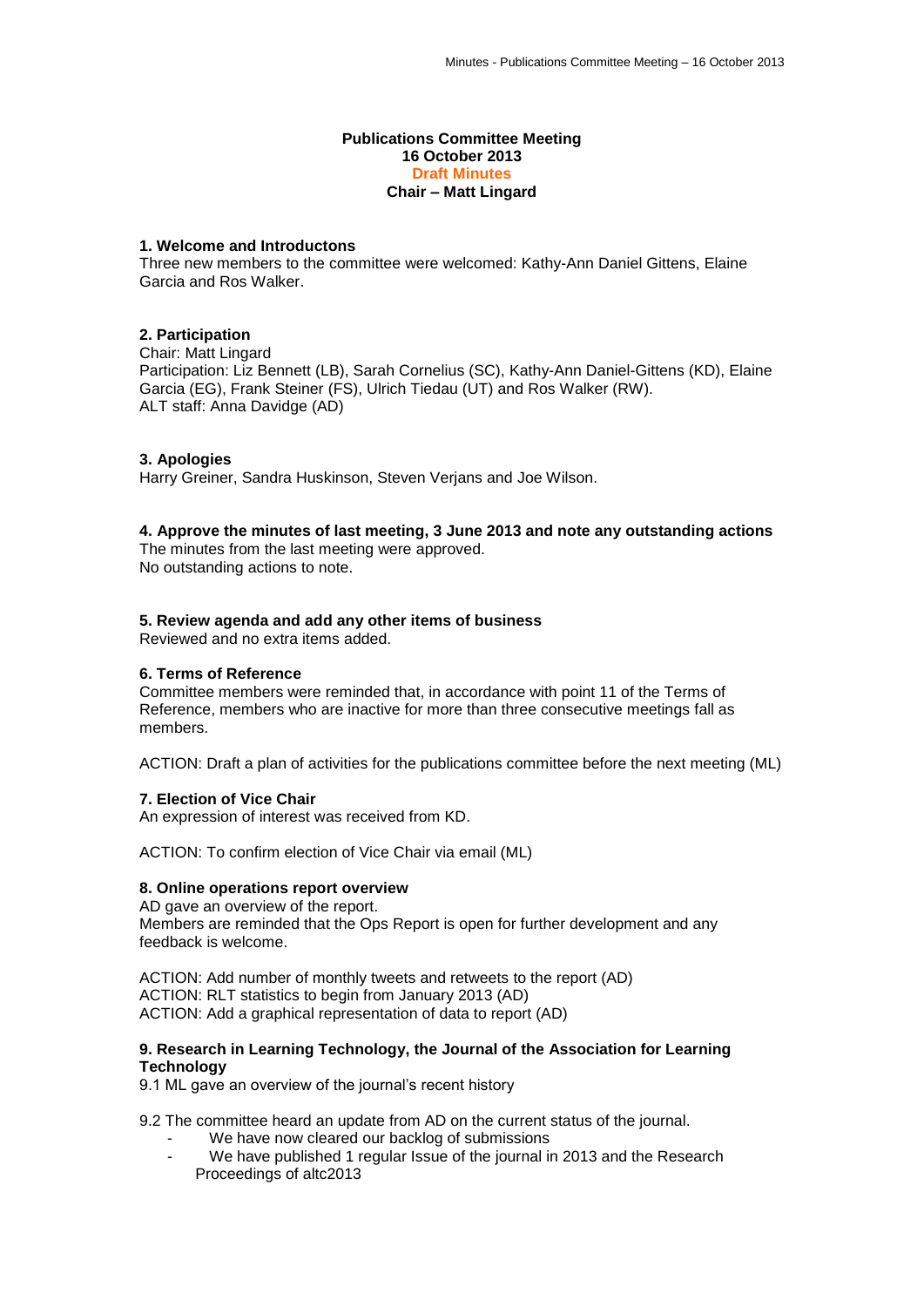**Publications Committee Meeting**
**16 October 2013**
**Draft Minutes**
**Chair – Matt Lingard**

### 1. Welcome and Introductons

Three new members to the committee were welcomed: Kathy-Ann Daniel Gittens, Elaine Garcia and Ros Walker.

### 2. Participation

Chair: Matt Lingard
Participation: Liz Bennett (LB), Sarah Cornelius (SC), Kathy-Ann Daniel-Gittens (KD), Elaine Garcia (EG), Frank Steiner (FS), Ulrich Tiedau (UT) and Ros Walker (RW).
ALT staff: Anna Davidge (AD)

### 3. Apologies

Harry Greiner, Sandra Huskinson, Steven Verjans and Joe Wilson.

### 4. Approve the minutes of last meeting, 3 June 2013 and note any outstanding actions

The minutes from the last meeting were approved.
No outstanding actions to note.

### 5. Review agenda and add any other items of business

Reviewed and no extra items added.

### 6. Terms of Reference

Committee members were reminded that, in accordance with point 11 of the Terms of Reference, members who are inactive for more than three consecutive meetings fall as members.

ACTION: Draft a plan of activities for the publications committee before the next meeting (ML)

### 7. Election of Vice Chair

An expression of interest was received from KD.

ACTION: To confirm election of Vice Chair via email (ML)

### 8. Online operations report overview

AD gave an overview of the report.
Members are reminded that the Ops Report is open for further development and any feedback is welcome.

ACTION: Add number of monthly tweets and retweets to the report (AD)
ACTION: RLT statistics to begin from January 2013 (AD)
ACTION: Add a graphical representation of data to report (AD)

### 9. Research in Learning Technology, the Journal of the Association for Learning Technology

9.1 ML gave an overview of the journal's recent history

9.2 The committee heard an update from AD on the current status of the journal.

- We have now cleared our backlog of submissions
- We have published 1 regular Issue of the journal in 2013 and the Research Proceedings of altc2013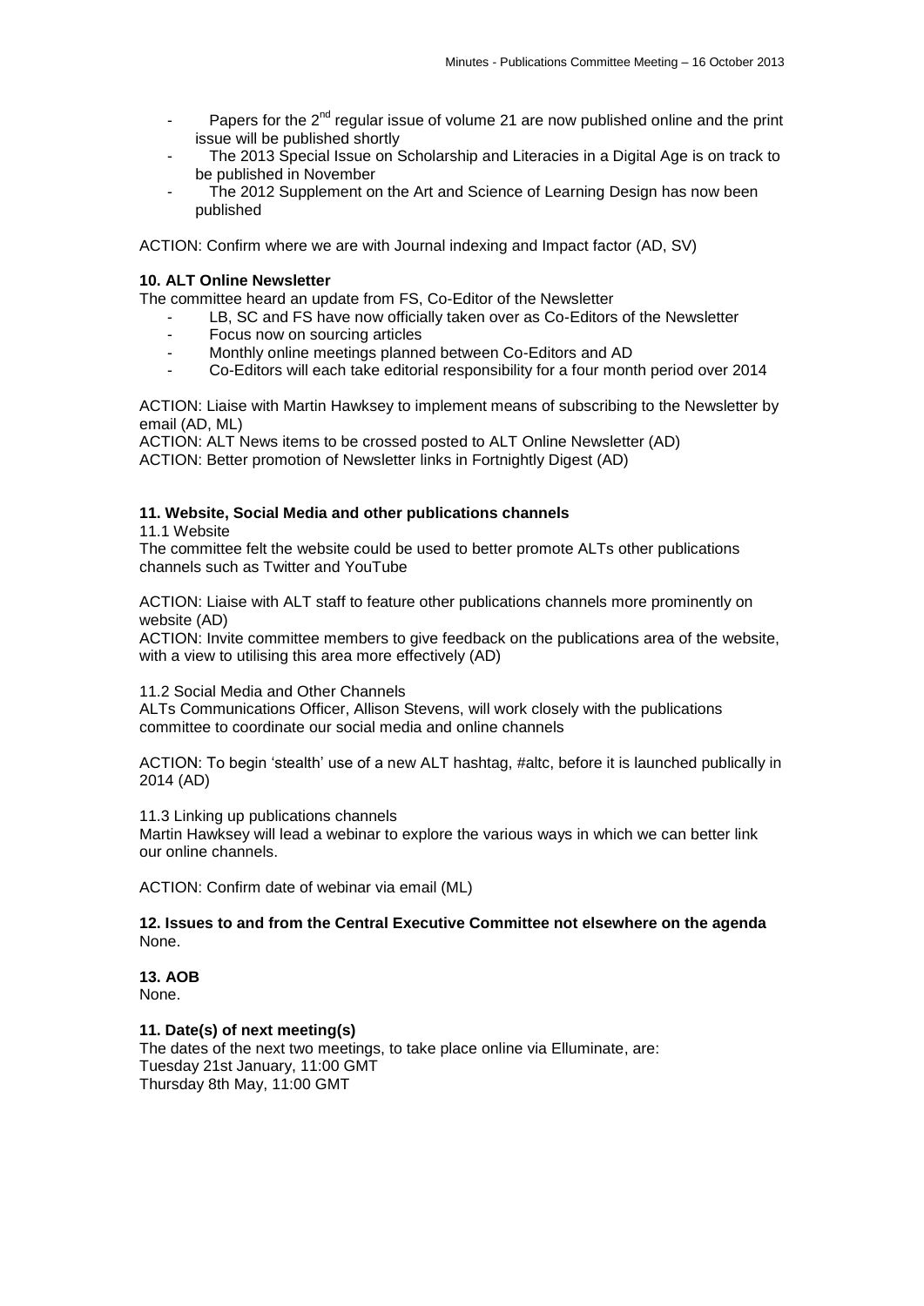- Papers for the 2nd regular issue of volume 21 are now published online and the print issue will be published shortly
- The 2013 Special Issue on Scholarship and Literacies in a Digital Age is on track to be published in November
- The 2012 Supplement on the Art and Science of Learning Design has now been published

ACTION: Confirm where we are with Journal indexing and Impact factor (AD, SV)

**10. ALT Online Newsletter**

The committee heard an update from FS, Co-Editor of the Newsletter

- LB, SC and FS have now officially taken over as Co-Editors of the Newsletter
- Focus now on sourcing articles
- Monthly online meetings planned between Co-Editors and AD
- Co-Editors will each take editorial responsibility for a four month period over 2014

ACTION: Liaise with Martin Hawksey to implement means of subscribing to the Newsletter by email (AD, ML)

ACTION: ALT News items to be crossed posted to ALT Online Newsletter (AD)

ACTION: Better promotion of Newsletter links in Fortnightly Digest (AD)

**11. Website, Social Media and other publications channels**

11.1 Website

The committee felt the website could be used to better promote ALTs other publications channels such as Twitter and YouTube

ACTION: Liaise with ALT staff to feature other publications channels more prominently on website (AD)

ACTION: Invite committee members to give feedback on the publications area of the website, with a view to utilising this area more effectively (AD)

11.2 Social Media and Other Channels

ALTs Communications Officer, Allison Stevens, will work closely with the publications committee to coordinate our social media and online channels

ACTION: To begin 'stealth' use of a new ALT hashtag, #altc, before it is launched publically in 2014 (AD)

11.3 Linking up publications channels

Martin Hawksey will lead a webinar to explore the various ways in which we can better link our online channels.

ACTION: Confirm date of webinar via email (ML)

**12. Issues to and from the Central Executive Committee not elsewhere on the agenda**

None.

**13. AOB**

None.

**11. Date(s) of next meeting(s)**

The dates of the next two meetings, to take place online via Elluminate, are:

Tuesday 21st January, 11:00 GMT

Thursday 8th May, 11:00 GMT